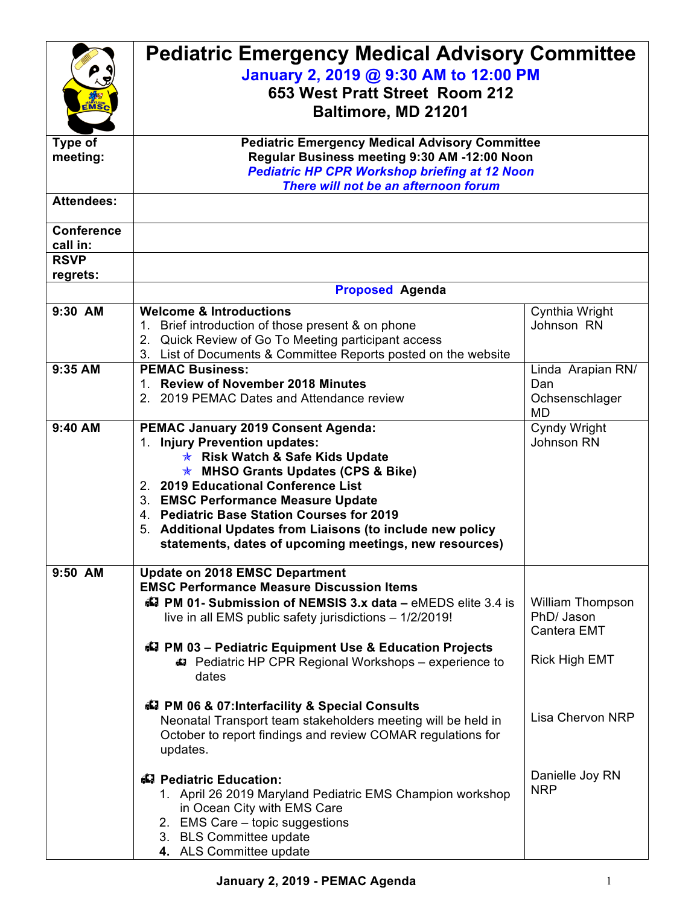# Pediatric Emergency Medical Advisory Committee

**January 2, 2019 @ 9:30 AM to 12:00 PM**

**653 West Pratt Street Room 212**

**Baltimore, MD 21201**

| | | |
|---|---|---|
| **Type of meeting:** | **Pediatric Emergency Medical Advisory Committee**<br>**Regular Business meeting 9:30 AM -12:00 Noon**<br>***Pediatric HP CPR Workshop briefing at 12 Noon***<br>***There will not be an afternoon forum*** | |
| **Attendees:** | | |
| **Conference call in:** | | |
| **RSVP regrets:** | | |
| | **Proposed Agenda** | |
| **9:30 AM** | **Welcome & Introductions**<br>1. Brief introduction of those present & on phone<br>2. Quick Review of Go To Meeting participant access<br>3. List of Documents & Committee Reports posted on the website | Cynthia Wright Johnson RN |
| **9:35 AM** | **PEMAC Business:**<br>1. **Review of November 2018 Minutes**<br>2. 2019 PEMAC Dates and Attendance review | Linda Arapian RN/ Dan Ochsenschlager MD |
| **9:40 AM** | **PEMAC January 2019 Consent Agenda:**<br>1. **Injury Prevention updates:**<br>★ **Risk Watch & Safe Kids Update**<br>★ **MHSO Grants Updates (CPS & Bike)**<br>2. **2019 Educational Conference List**<br>3. **EMSC Performance Measure Update**<br>4. **Pediatric Base Station Courses for 2019**<br>5. **Additional Updates from Liaisons (to include new policy statements, dates of upcoming meetings, new resources)** | Cyndy Wright Johnson RN |
| **9:50 AM** | **Update on 2018 EMSC Department**<br>**EMSC Performance Measure Discussion Items**<br>**PM 01- Submission of NEMSIS 3.x data –** eMEDS elite 3.4 is live in all EMS public safety jurisdictions – 1/2/2019!<br><br>**PM 03 – Pediatric Equipment Use & Education Projects**<br>Pediatric HP CPR Regional Workshops – experience to dates<br><br>**PM 06 & 07:Interfacility & Special Consults**<br>Neonatal Transport team stakeholders meeting will be held in October to report findings and review COMAR regulations for updates.<br><br>**Pediatric Education:**<br>1. April 26 2019 Maryland Pediatric EMS Champion workshop in Ocean City with EMS Care<br>2. EMS Care – topic suggestions<br>3. BLS Committee update<br>4. ALS Committee update | William Thompson PhD/ Jason Cantera EMT<br><br>Rick High EMT<br><br>Lisa Chervon NRP<br><br>Danielle Joy RN NRP |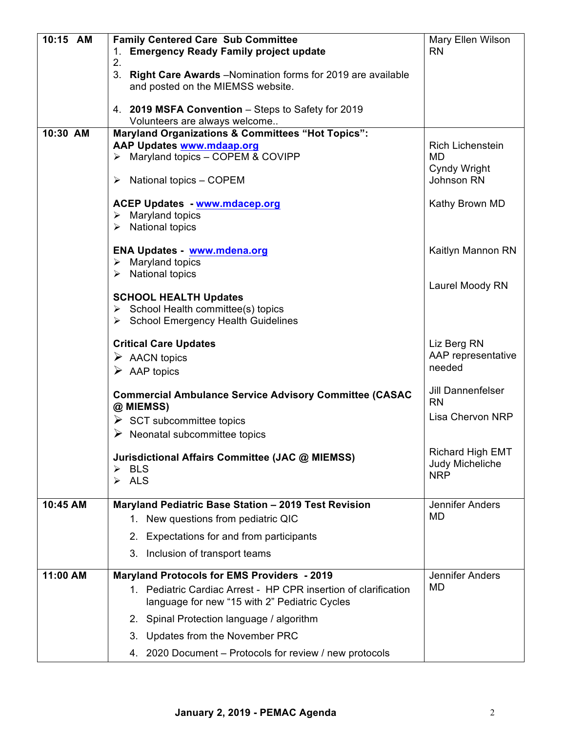| | | |
|---|---|---|
| 10:15 AM | **Family Centered Care Sub Committee**<br>1. **Emergency Ready Family project update**<br>2.<br>3. **Right Care Awards** –Nomination forms for 2019 are available and posted on the MIEMSS website.<br><br>4. **2019 MSFA Convention** – Steps to Safety for 2019 Volunteers are always welcome.. | Mary Ellen Wilson RN |
| 10:30 AM | **Maryland Organizations & Committees "Hot Topics":**<br>**AAP Updates** www.mdaap.org<br>➢ Maryland topics – COPEM & COVIPP<br><br>➢ National topics – COPEM<br><br>**ACEP Updates -** www.mdacep.org<br>➢ Maryland topics<br>➢ National topics<br><br>**ENA Updates -** www.mdena.org<br>➢ Maryland topics<br>➢ National topics<br><br>**SCHOOL HEALTH Updates**<br>➢ School Health committee(s) topics<br>➢ School Emergency Health Guidelines<br><br>**Critical Care Updates**<br>➢ AACN topics<br>➢ AAP topics<br><br>**Commercial Ambulance Service Advisory Committee (CASAC @ MIEMSS)**<br>➢ SCT subcommittee topics<br>➢ Neonatal subcommittee topics<br><br>**Jurisdictional Affairs Committee (JAC @ MIEMSS)**<br>➢ BLS<br>➢ ALS | Rich Lichenstein MD<br>Cyndy Wright Johnson RN<br><br>Kathy Brown MD<br><br>Kaitlyn Mannon RN<br><br>Laurel Moody RN<br><br>Liz Berg RN<br>AAP representative needed<br><br>Jill Dannenfelser RN<br>Lisa Chervon NRP<br><br>Richard High EMT<br>Judy Micheliche NRP |
| 10:45 AM | **Maryland Pediatric Base Station – 2019 Test Revision**<br>1. New questions from pediatric QIC<br>2. Expectations for and from participants<br>3. Inclusion of transport teams | Jennifer Anders MD |
| 11:00 AM | **Maryland Protocols for EMS Providers - 2019**<br>1. Pediatric Cardiac Arrest - HP CPR insertion of clarification language for new "15 with 2" Pediatric Cycles<br>2. Spinal Protection language / algorithm<br>3. Updates from the November PRC<br>4. 2020 Document – Protocols for review / new protocols | Jennifer Anders MD |

**January 2, 2019 - PEMAC Agenda**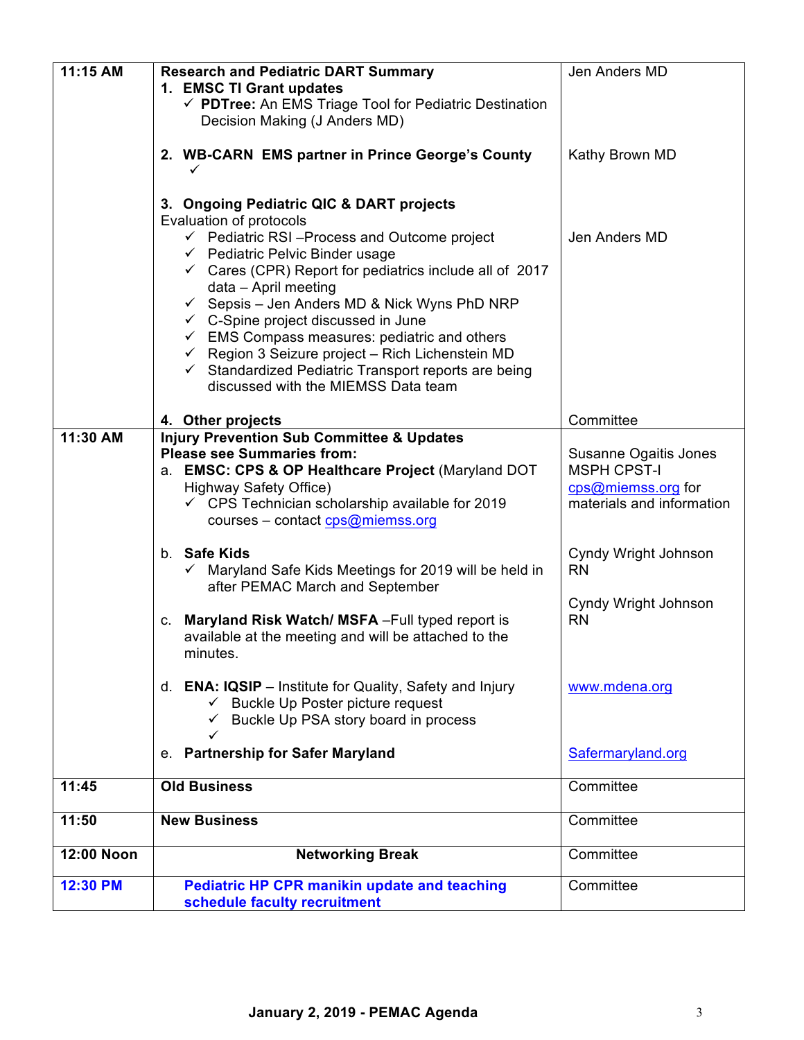| | | |
|---|---|---|
| **11:15 AM** | **Research and Pediatric DART Summary**<br>**1. EMSC TI Grant updates**<br>✓ **PDTree:** An EMS Triage Tool for Pediatric Destination Decision Making (J Anders MD)<br><br>**2. WB-CARN EMS partner in Prince George's County**<br>✓<br><br>**3. Ongoing Pediatric QIC & DART projects**<br>Evaluation of protocols<br>✓ Pediatric RSI –Process and Outcome project<br>✓ Pediatric Pelvic Binder usage<br>✓ Cares (CPR) Report for pediatrics include all of 2017 data – April meeting<br>✓ Sepsis – Jen Anders MD & Nick Wyns PhD NRP<br>✓ C-Spine project discussed in June<br>✓ EMS Compass measures: pediatric and others<br>✓ Region 3 Seizure project – Rich Lichenstein MD<br>✓ Standardized Pediatric Transport reports are being discussed with the MIEMSS Data team<br><br>**4. Other projects** | Jen Anders MD<br><br>Kathy Brown MD<br><br>Jen Anders MD<br><br>Committee |
| **11:30 AM** | **Injury Prevention Sub Committee & Updates**<br>**Please see Summaries from:**<br>a. **EMSC: CPS & OP Healthcare Project** (Maryland DOT Highway Safety Office)<br>✓ CPS Technician scholarship available for 2019 courses – contact cps@miemss.org<br><br>b. **Safe Kids**<br>✓ Maryland Safe Kids Meetings for 2019 will be held in after PEMAC March and September<br><br>c. **Maryland Risk Watch/ MSFA** –Full typed report is available at the meeting and will be attached to the minutes.<br><br>d. **ENA: IQSIP** – Institute for Quality, Safety and Injury<br>✓ Buckle Up Poster picture request<br>✓ Buckle Up PSA story board in process<br>✓<br><br>e. **Partnership for Safer Maryland** | Susanne Ogaitis Jones MSPH CPST-I<br>cps@miemss.org for materials and information<br><br>Cyndy Wright Johnson RN<br><br>Cyndy Wright Johnson RN<br><br>www.mdena.org<br><br>Safermaryland.org |
| **11:45** | **Old Business** | Committee |
| **11:50** | **New Business** | Committee |
| **12:00 Noon** | **Networking Break** | Committee |
| **12:30 PM** | **Pediatric HP CPR manikin update and teaching schedule faculty recruitment** | Committee |

**January 2, 2019 - PEMAC Agenda**